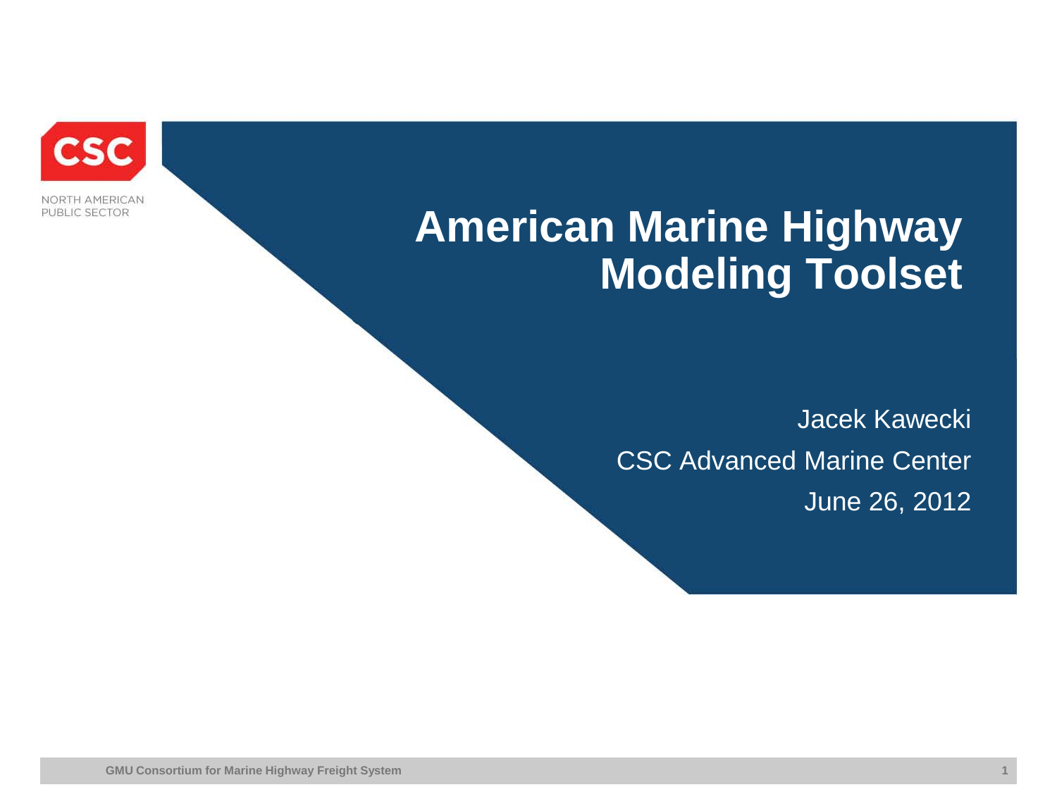CSC

NORTH AMERICAN
PUBLIC SECTOR

# American Marine Highway Modeling Toolset

Jacek Kawecki

CSC Advanced Marine Center

June 26, 2012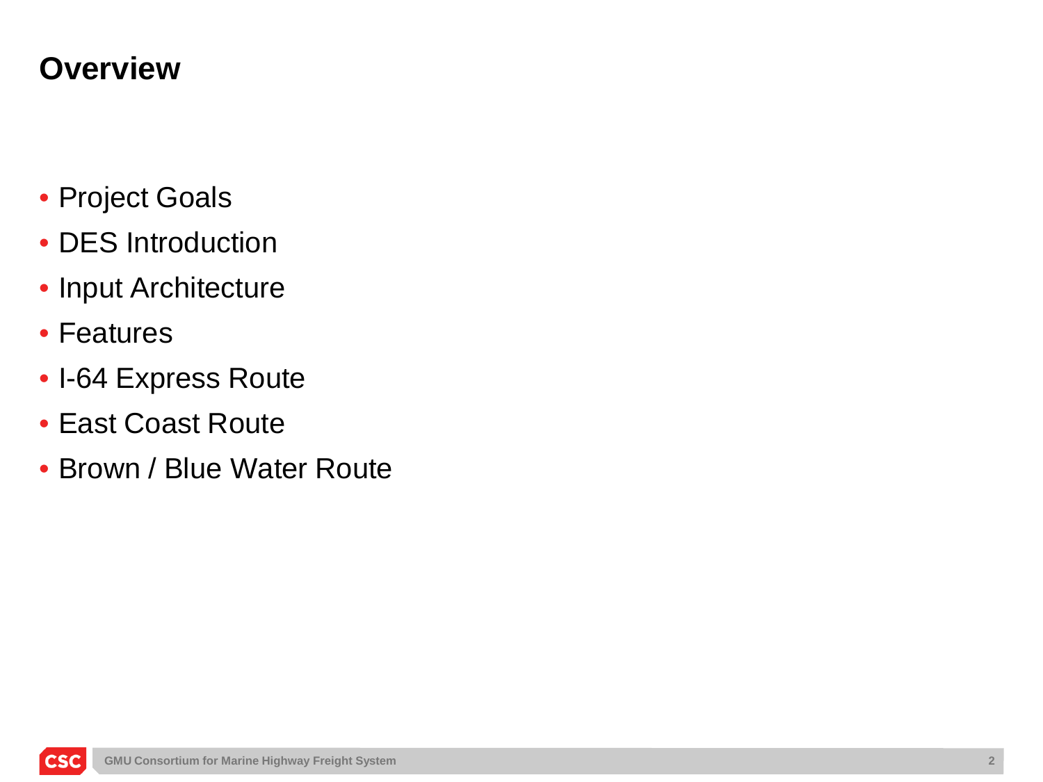# Overview

- Project Goals
- DES Introduction
- Input Architecture
- Features
- I-64 Express Route
- East Coast Route
- Brown / Blue Water Route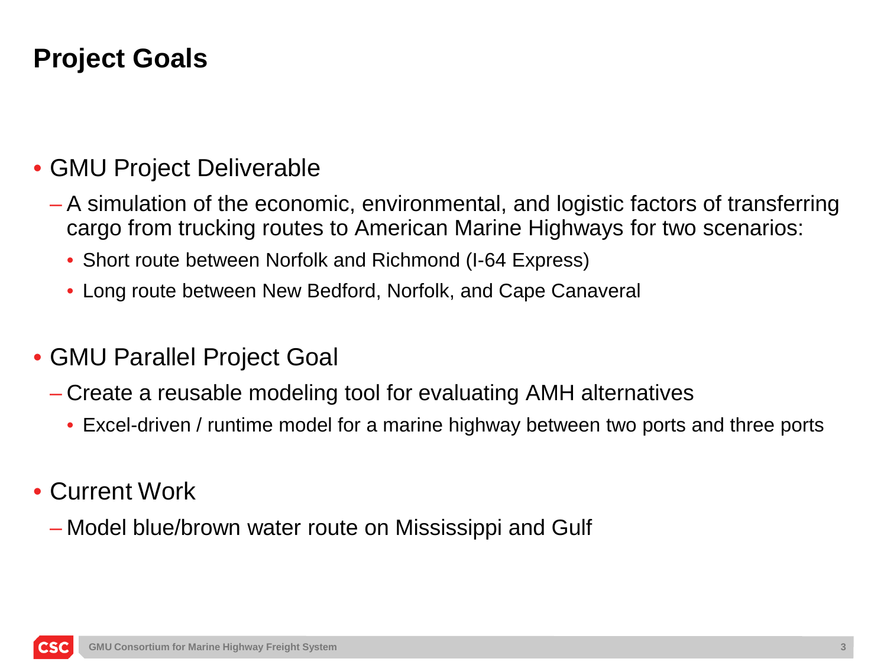# Project Goals

- GMU Project Deliverable
  - A simulation of the economic, environmental, and logistic factors of transferring cargo from trucking routes to American Marine Highways for two scenarios:
    - Short route between Norfolk and Richmond (I-64 Express)
    - Long route between New Bedford, Norfolk, and Cape Canaveral
- GMU Parallel Project Goal
  - Create a reusable modeling tool for evaluating AMH alternatives
    - Excel-driven / runtime model for a marine highway between two ports and three ports
- Current Work
  - Model blue/brown water route on Mississippi and Gulf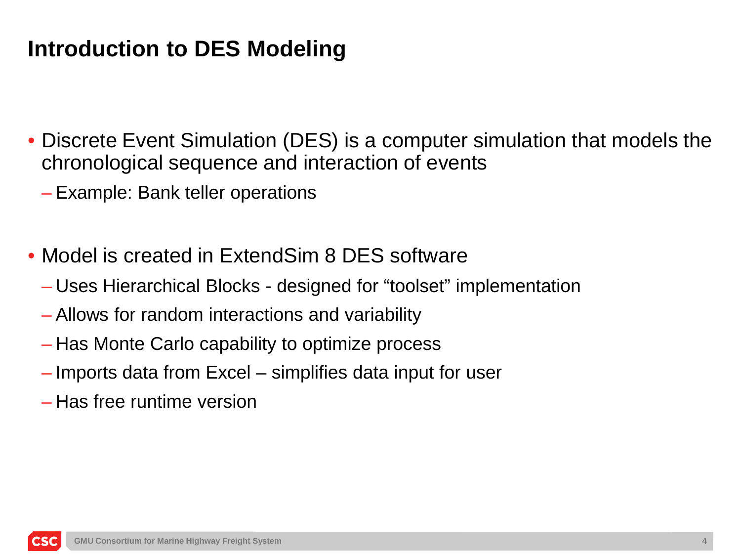# Introduction to DES Modeling

- Discrete Event Simulation (DES) is a computer simulation that models the chronological sequence and interaction of events
  - Example: Bank teller operations

- Model is created in ExtendSim 8 DES software
  - Uses Hierarchical Blocks - designed for “toolset” implementation
  - Allows for random interactions and variability
  - Has Monte Carlo capability to optimize process
  - Imports data from Excel – simplifies data input for user
  - Has free runtime version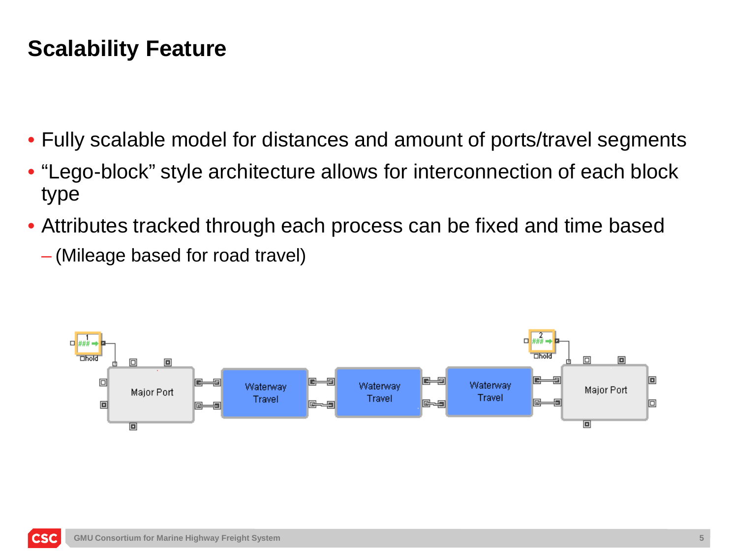# Scalability Feature

- Fully scalable model for distances and amount of ports/travel segments
- "Lego-block" style architecture allows for interconnection of each block type
- Attributes tracked through each process can be fixed and time based
  - (Mileage based for road travel)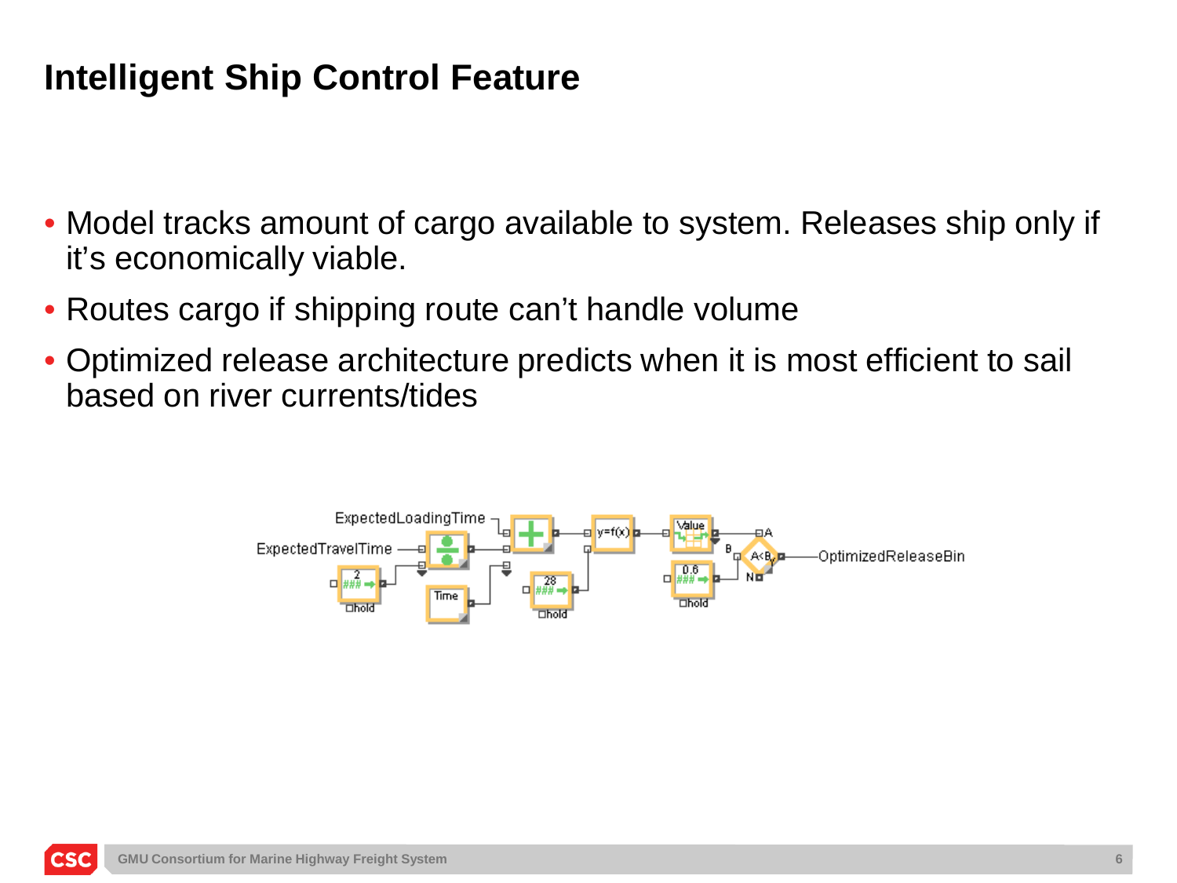# Intelligent Ship Control Feature

- Model tracks amount of cargo available to system. Releases ship only if it's economically viable.
- Routes cargo if shipping route can't handle volume
- Optimized release architecture predicts when it is most efficient to sail based on river currents/tides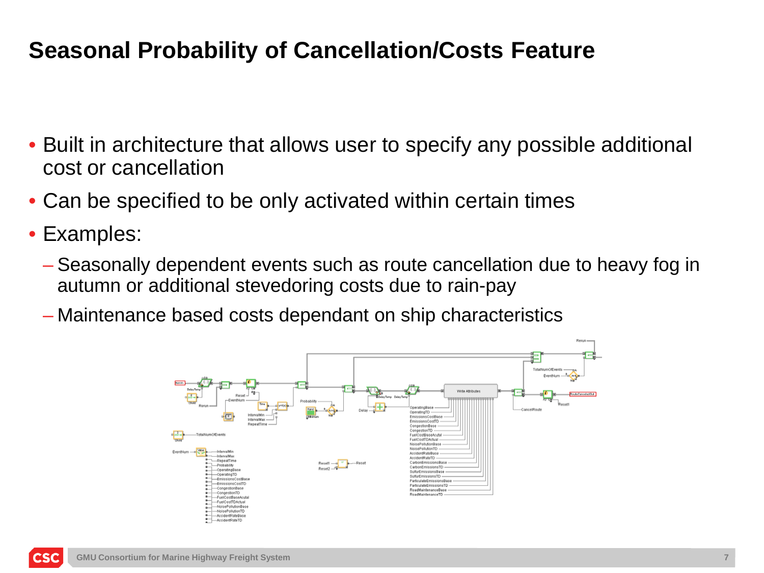# Seasonal Probability of Cancellation/Costs Feature

- Built in architecture that allows user to specify any possible additional cost or cancellation
- Can be specified to be only activated within certain times
- Examples:
  - Seasonally dependent events such as route cancellation due to heavy fog in autumn or additional stevedoring costs due to rain-pay
  - Maintenance based costs dependant on ship characteristics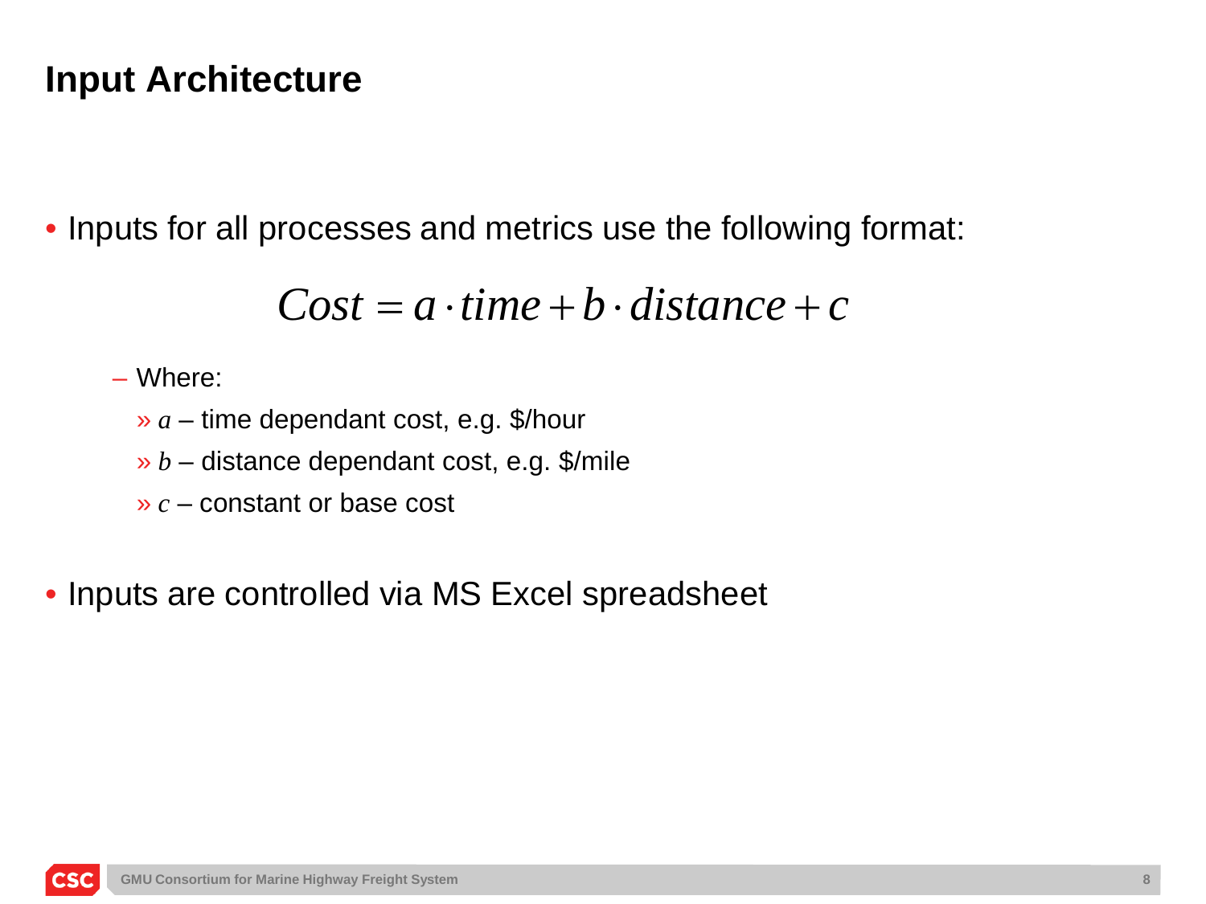## Input Architecture

- Inputs for all processes and metrics use the following format:

$$Cost = a \cdot time + b \cdot distance + c$$

  - Where:
    - $a$ – time dependant cost, e.g. $/hour
    - $b$ – distance dependant cost, e.g. $/mile
    - $c$ – constant or base cost

- Inputs are controlled via MS Excel spreadsheet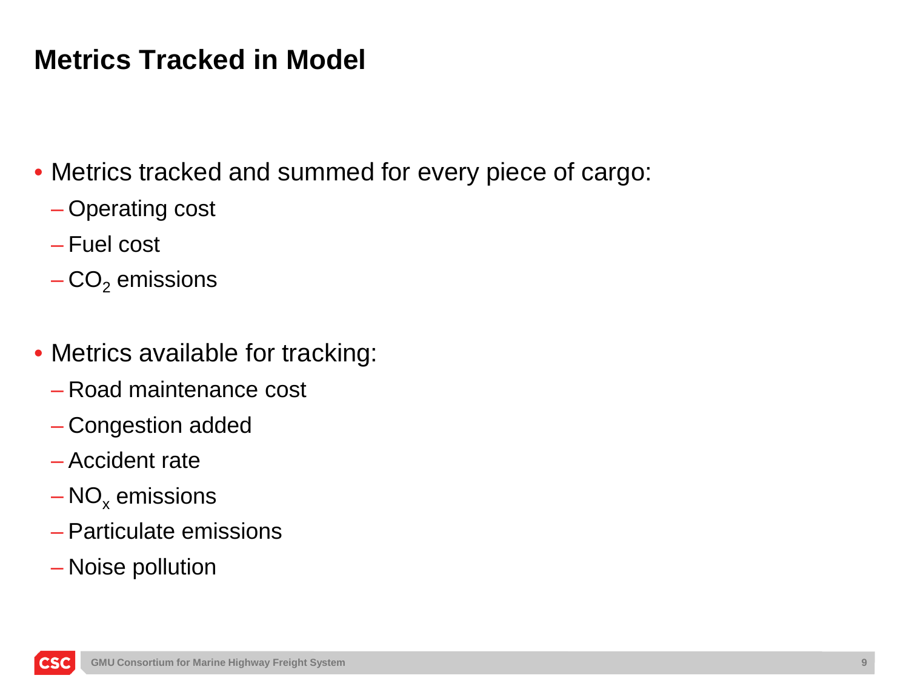# Metrics Tracked in Model

- Metrics tracked and summed for every piece of cargo:
  - Operating cost
  - Fuel cost
  - $CO_2$ emissions

- Metrics available for tracking:
  - Road maintenance cost
  - Congestion added
  - Accident rate
  - $NO_x$ emissions
  - Particulate emissions
  - Noise pollution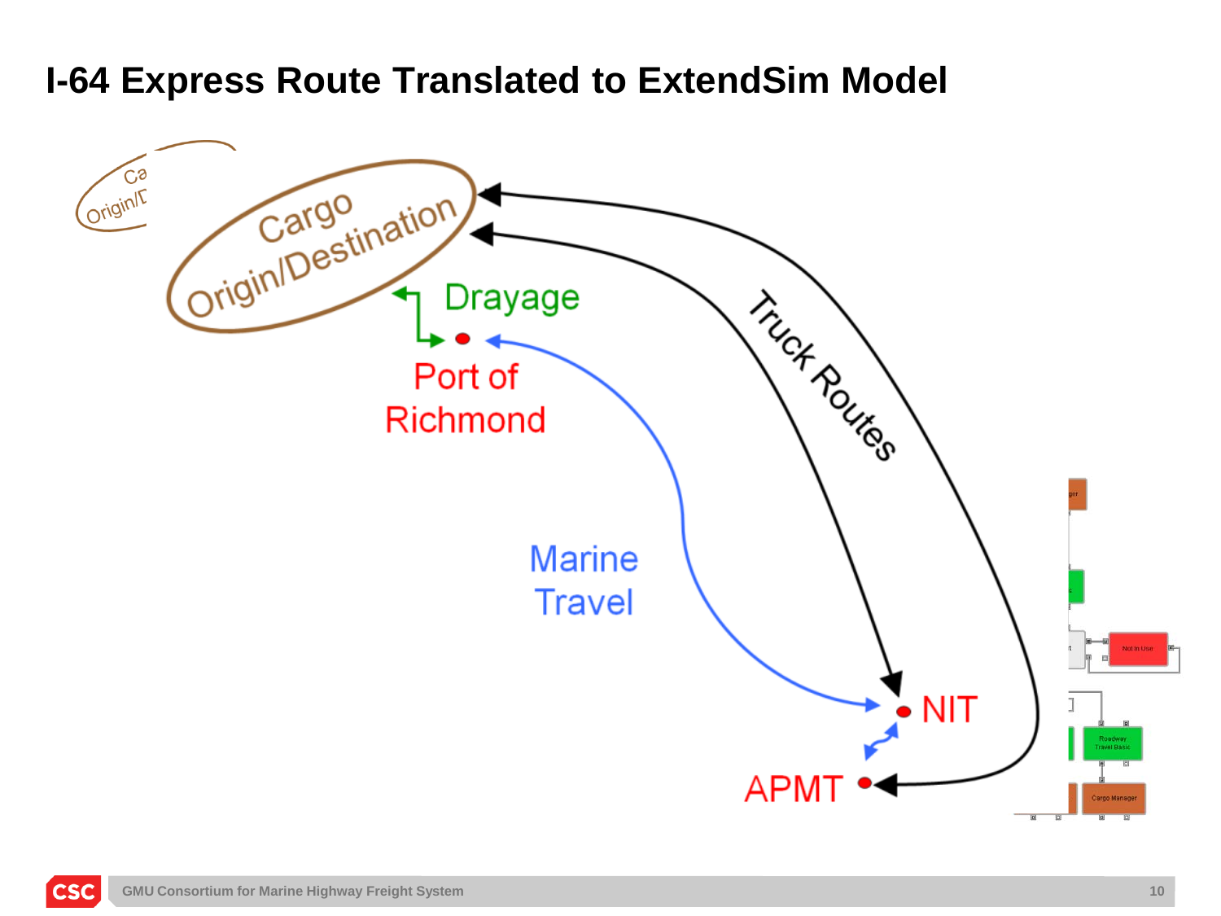# I-64 Express Route Translated to ExtendSim Model

Cargo Origin/Destination

Drayage

Port of Richmond

Truck Routes

Marine Travel

NIT

APMT

Not In Use

Roadway Travel Basic

Cargo Manager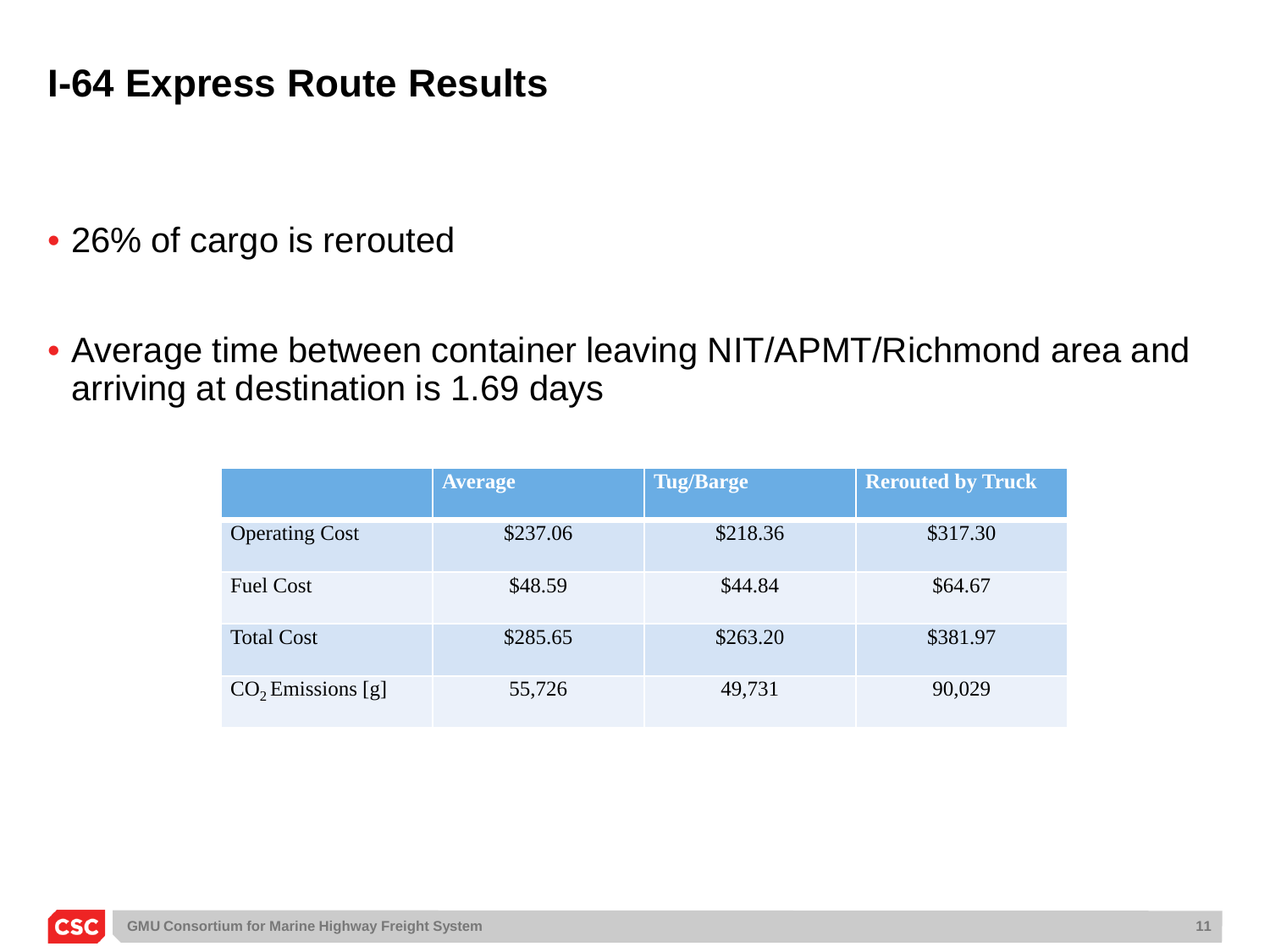# I-64 Express Route Results

- 26% of cargo is rerouted
- Average time between container leaving NIT/APMT/Richmond area and arriving at destination is 1.69 days

| | Average | Tug/Barge | Rerouted by Truck |
|---|---|---|---|
| Operating Cost | $237.06 | $218.36 | $317.30 |
| Fuel Cost | $48.59 | $44.84 | $64.67 |
| Total Cost | $285.65 | $263.20 | $381.97 |
| $CO_2$ Emissions [g] | 55,726 | 49,731 | 90,029 |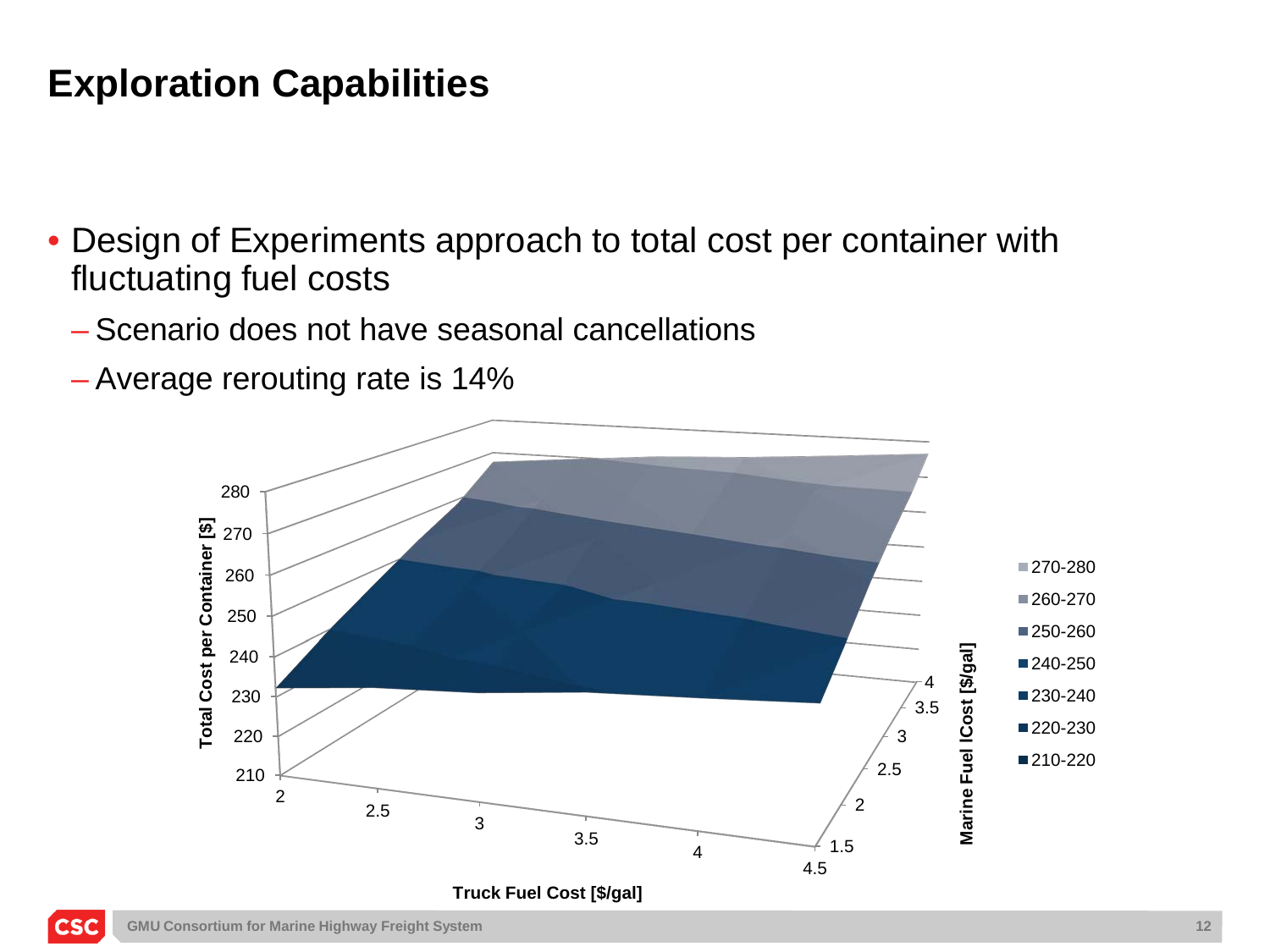# Exploration Capabilities

- Design of Experiments approach to total cost per container with fluctuating fuel costs
  - Scenario does not have seasonal cancellations
  - Average rerouting rate is 14%

Total Cost per Container [$]: 210, 220, 230, 240, 250, 260, 270, 280

Truck Fuel Cost [$/gal]: 2, 2.5, 3, 3.5, 4, 4.5

Marine Fuel lCost [$/gal]: 1.5, 2, 2.5, 3, 3.5, 4

Legend: 270-280, 260-270, 250-260, 240-250, 230-240, 220-230, 210-220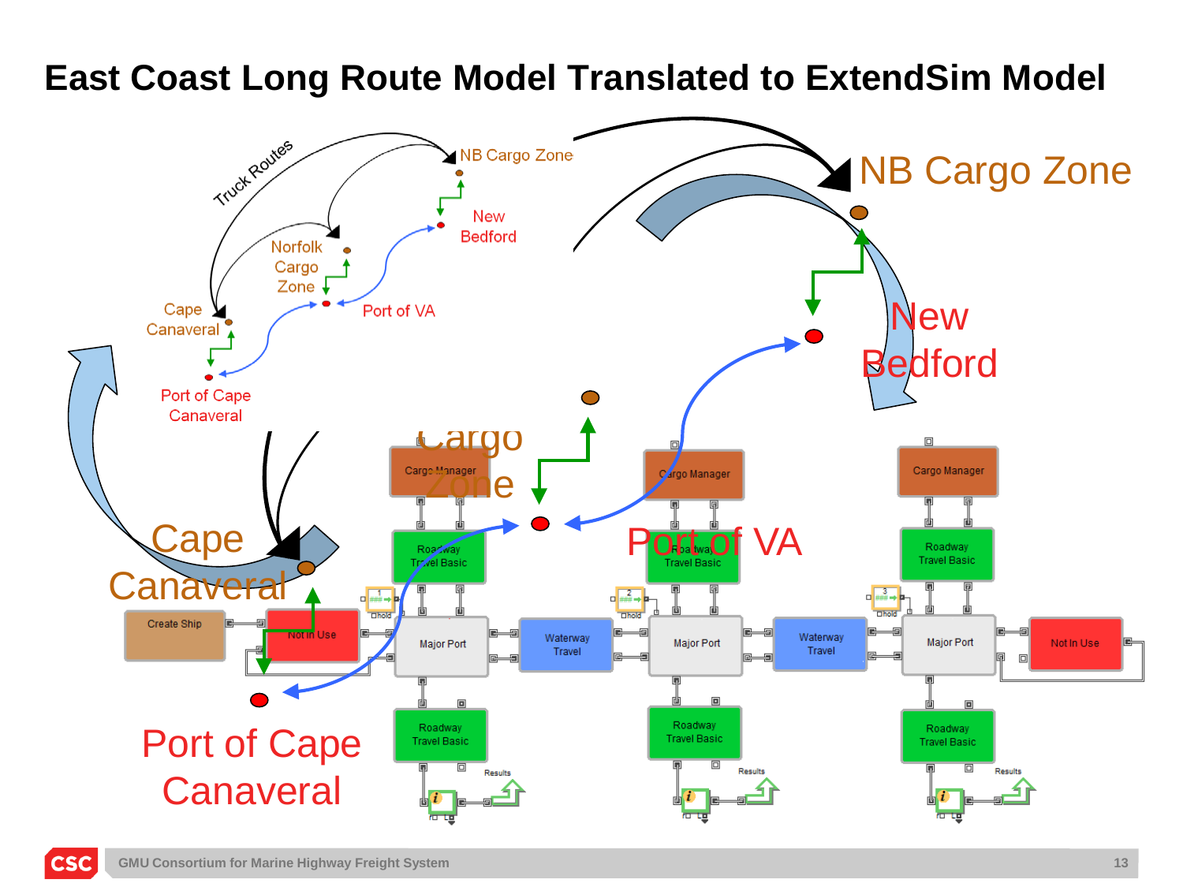# East Coast Long Route Model Translated to ExtendSim Model

Truck Routes

NB Cargo Zone

New Bedford

Norfolk Cargo Zone

Port of VA

Cape Canaveral

Port of Cape Canaveral

NB Cargo Zone

New Bedford

Cargo Zone

Port of VA

Cape Canaveral

Port of Cape Canaveral

Cargo Manager | Cargo Manager | Cargo Manager

Roadway Travel Basic | Roadway Travel Basic | Roadway Travel Basic

Create Ship | Not In Use | Major Port | Waterway Travel | Major Port | Waterway Travel | Major Port | Not In Use

Roadway Travel Basic | Roadway Travel Basic | Roadway Travel Basic

Results | Results | Results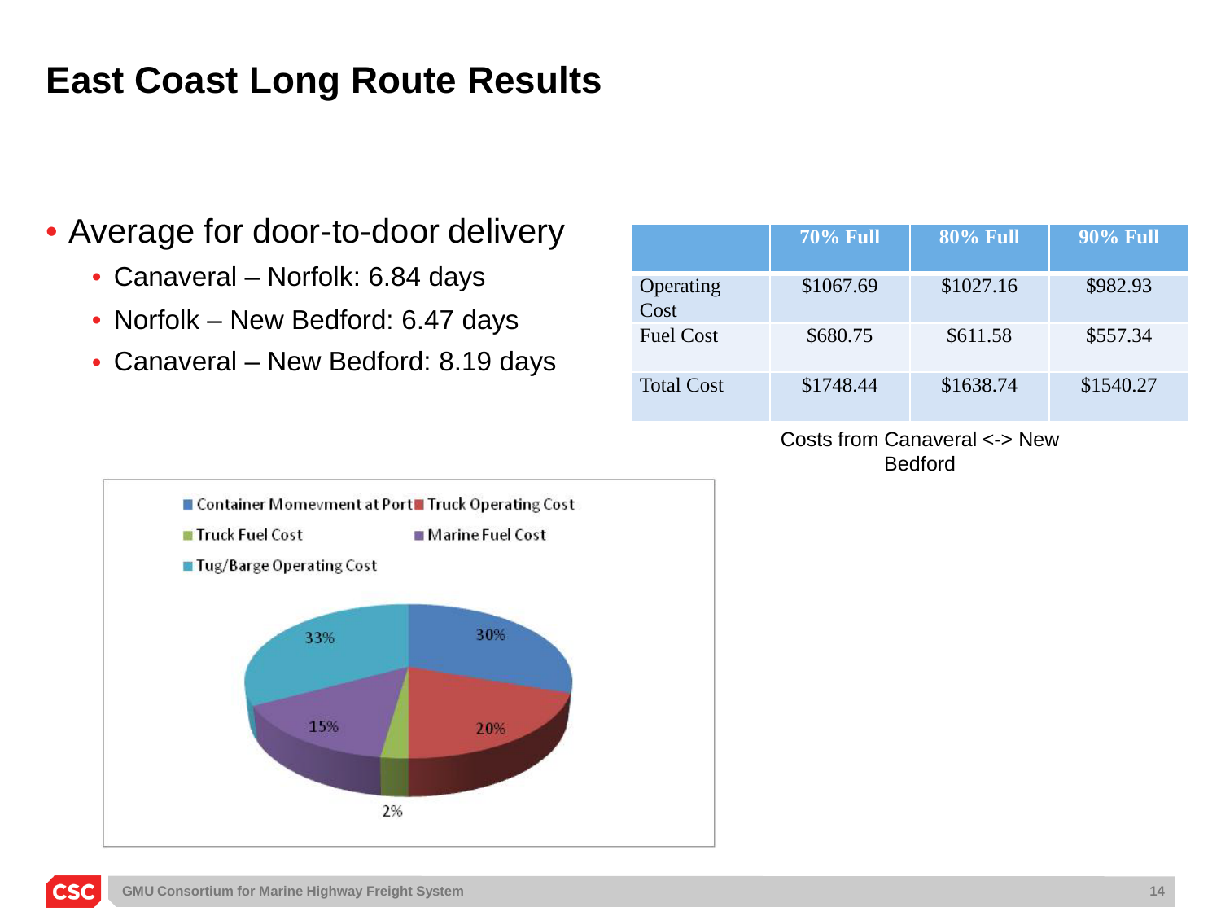# East Coast Long Route Results

- Average for door-to-door delivery
  - Canaveral – Norfolk: 6.84 days
  - Norfolk – New Bedford: 6.47 days
  - Canaveral – New Bedford: 8.19 days

| | 70% Full | 80% Full | 90% Full |
|---|---|---|---|
| Operating Cost | $1067.69 | $1027.16 | $982.93 |
| Fuel Cost | $680.75 | $611.58 | $557.34 |
| Total Cost | $1748.44 | $1638.74 | $1540.27 |

Costs from Canaveral <-> New Bedford

Container Momevment at Port: 30%
Truck Operating Cost: 20%
Truck Fuel Cost: 2%
Marine Fuel Cost: 15%
Tug/Barge Operating Cost: 33%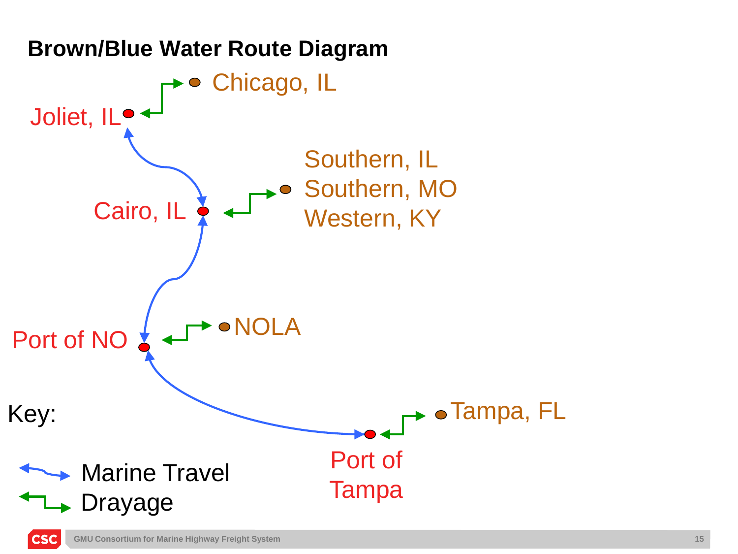## Brown/Blue Water Route Diagram

Chicago, IL

Joliet, IL

Southern, IL
Southern, MO
Western, KY

Cairo, IL

Port of NO

NOLA

Tampa, FL

Port of Tampa

Key:

- Marine Travel
- Drayage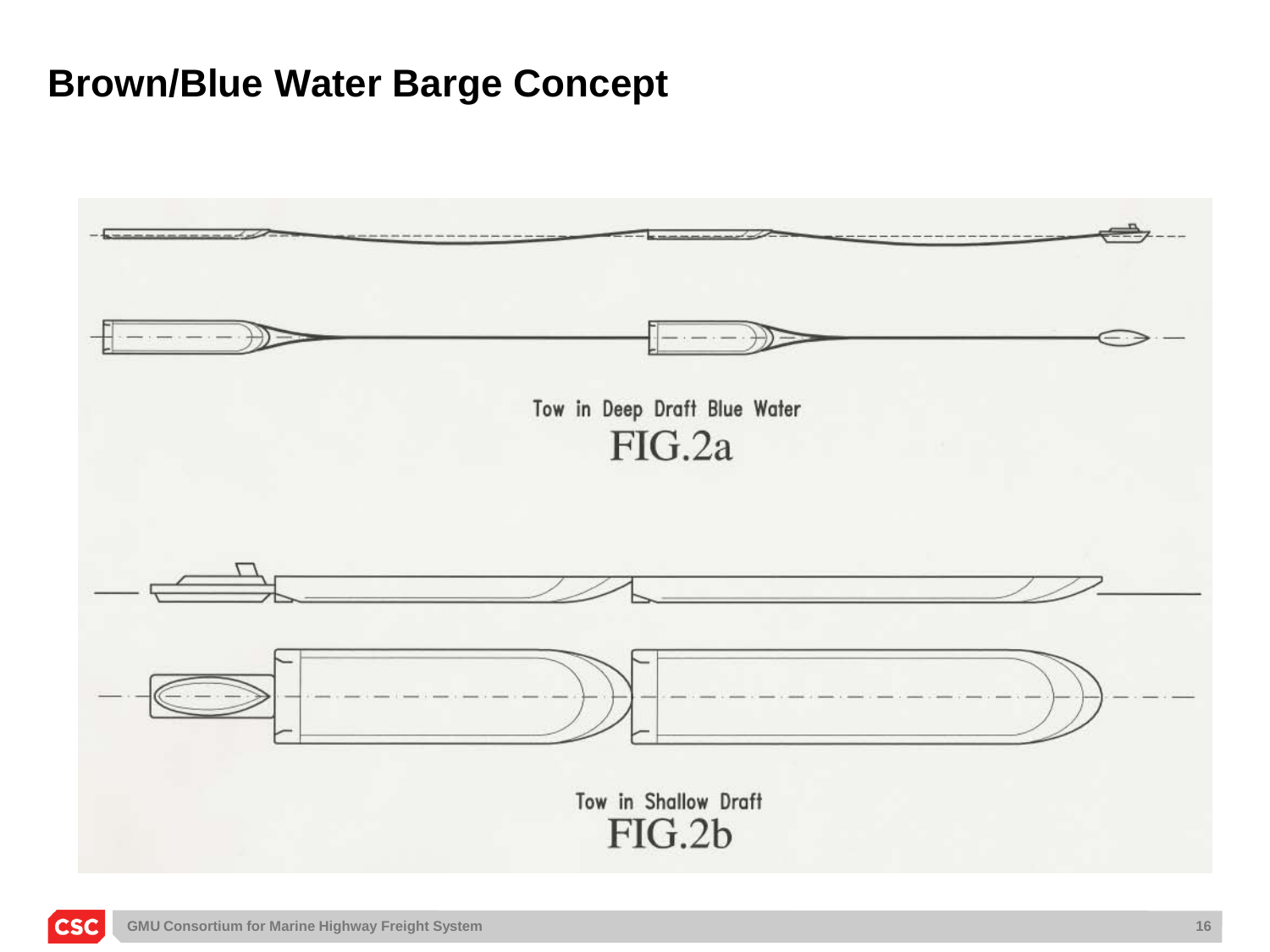# Brown/Blue Water Barge Concept

Tow in Deep Draft Blue Water

FIG.2a

Tow in Shallow Draft

FIG.2b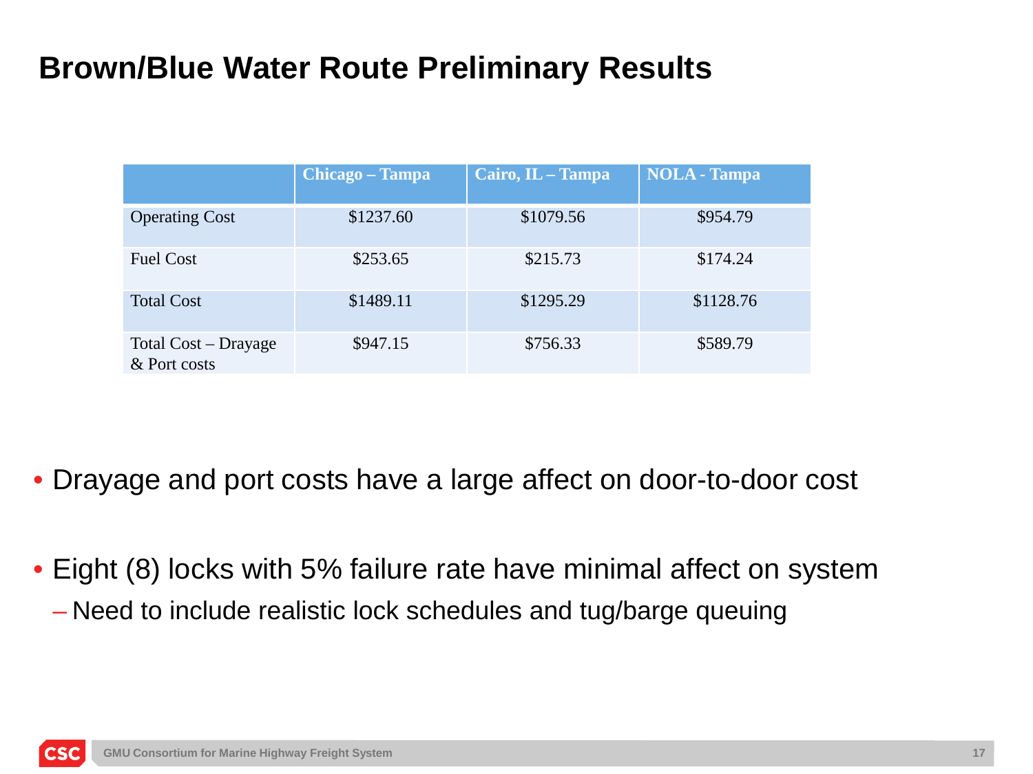# Brown/Blue Water Route Preliminary Results

| | Chicago – Tampa | Cairo, IL – Tampa | NOLA - Tampa |
|---|---|---|---|
| Operating Cost | $1237.60 | $1079.56 | $954.79 |
| Fuel Cost | $253.65 | $215.73 | $174.24 |
| Total Cost | $1489.11 | $1295.29 | $1128.76 |
| Total Cost – Drayage & Port costs | $947.15 | $756.33 | $589.79 |

- Drayage and port costs have a large affect on door-to-door cost
- Eight (8) locks with 5% failure rate have minimal affect on system
  - Need to include realistic lock schedules and tug/barge queuing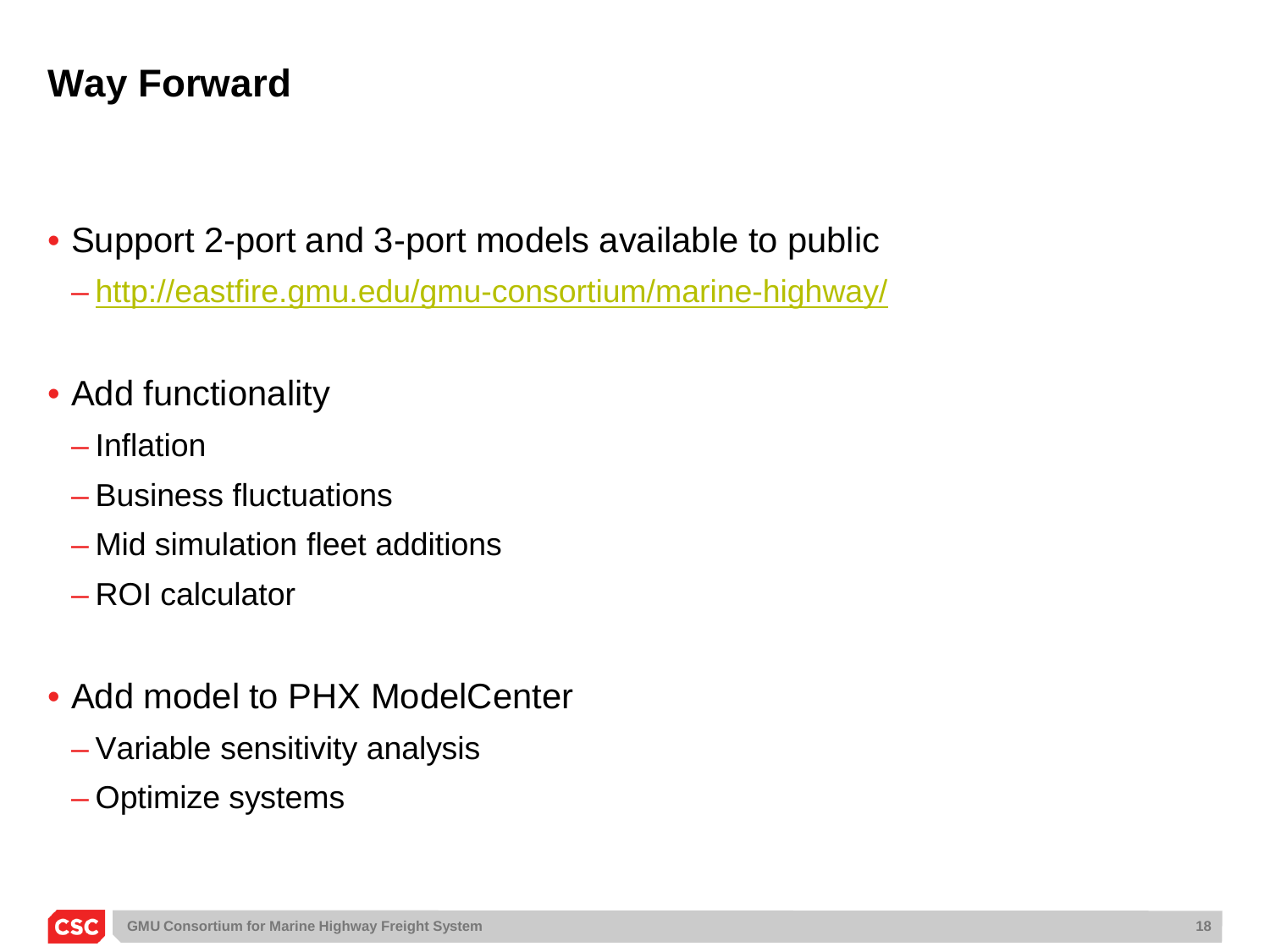# Way Forward

- Support 2-port and 3-port models available to public
  - http://eastfire.gmu.edu/gmu-consortium/marine-highway/
- Add functionality
  - Inflation
  - Business fluctuations
  - Mid simulation fleet additions
  - ROI calculator
- Add model to PHX ModelCenter
  - Variable sensitivity analysis
  - Optimize systems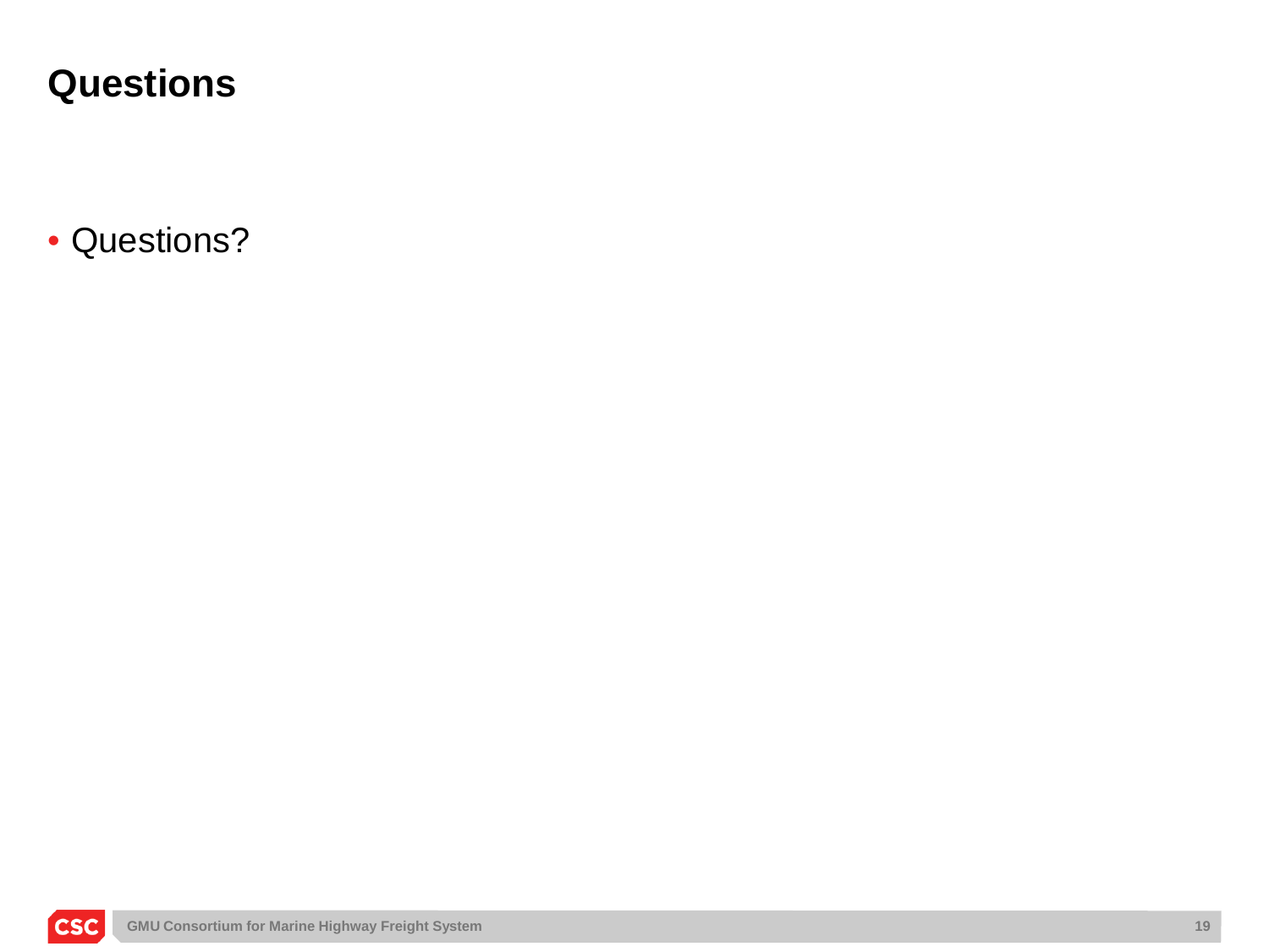# Questions

- Questions?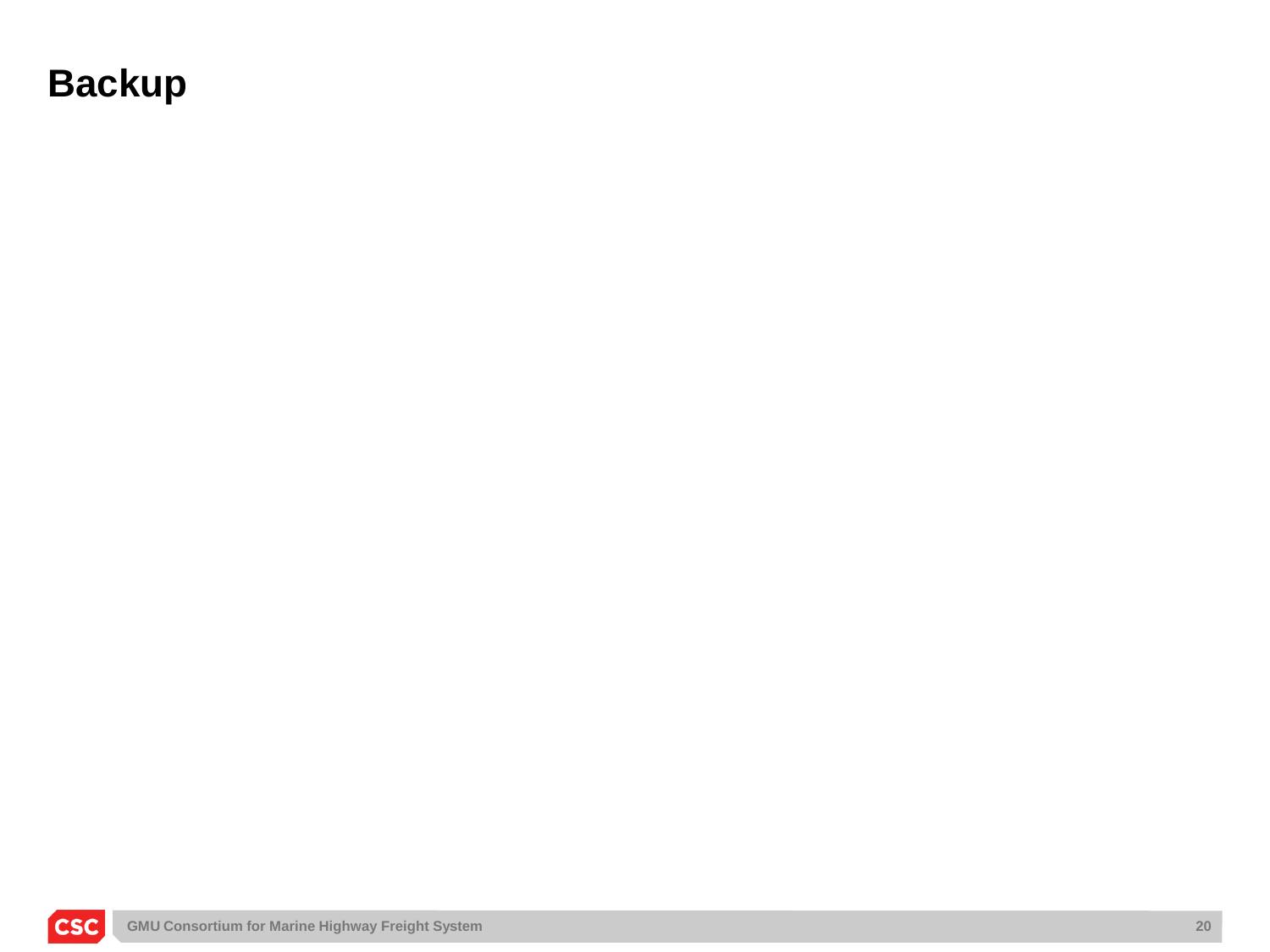# Backup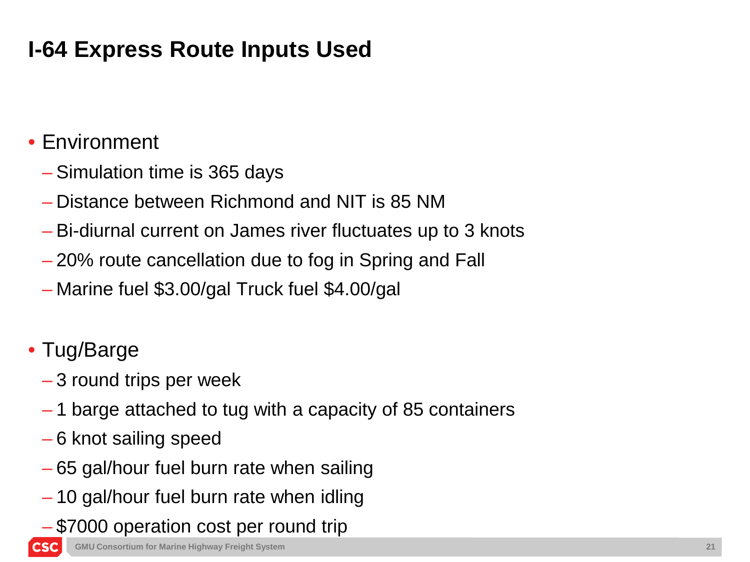# I-64 Express Route Inputs Used

- Environment
  - Simulation time is 365 days
  - Distance between Richmond and NIT is 85 NM
  - Bi-diurnal current on James river fluctuates up to 3 knots
  - 20% route cancellation due to fog in Spring and Fall
  - Marine fuel $3.00/gal Truck fuel $4.00/gal
- Tug/Barge
  - 3 round trips per week
  - 1 barge attached to tug with a capacity of 85 containers
  - 6 knot sailing speed
  - 65 gal/hour fuel burn rate when sailing
  - 10 gal/hour fuel burn rate when idling
  - $7000 operation cost per round trip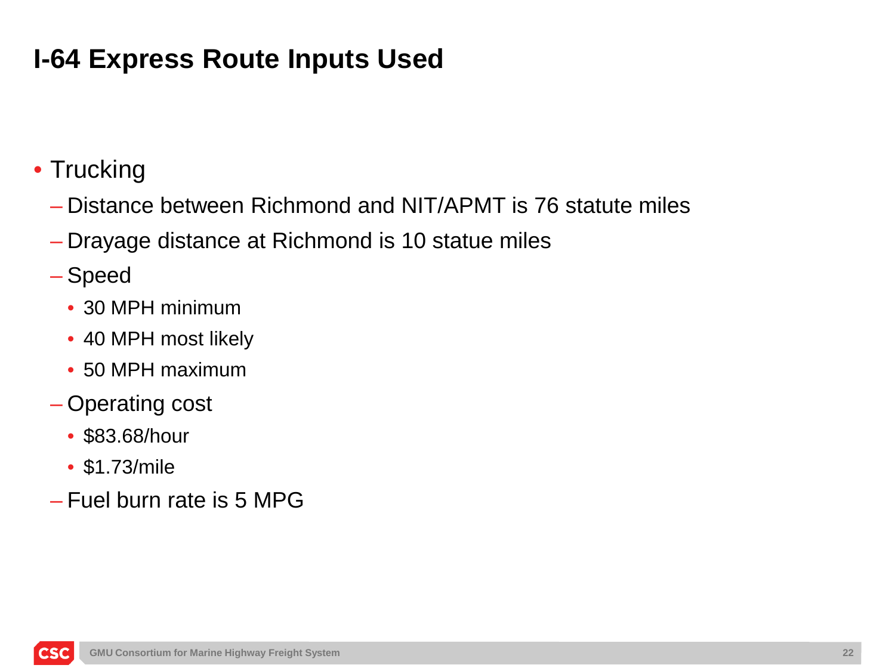# I-64 Express Route Inputs Used

- Trucking
  - Distance between Richmond and NIT/APMT is 76 statute miles
  - Drayage distance at Richmond is 10 statue miles
  - Speed
    - 30 MPH minimum
    - 40 MPH most likely
    - 50 MPH maximum
  - Operating cost
    - $83.68/hour
    - $1.73/mile
  - Fuel burn rate is 5 MPG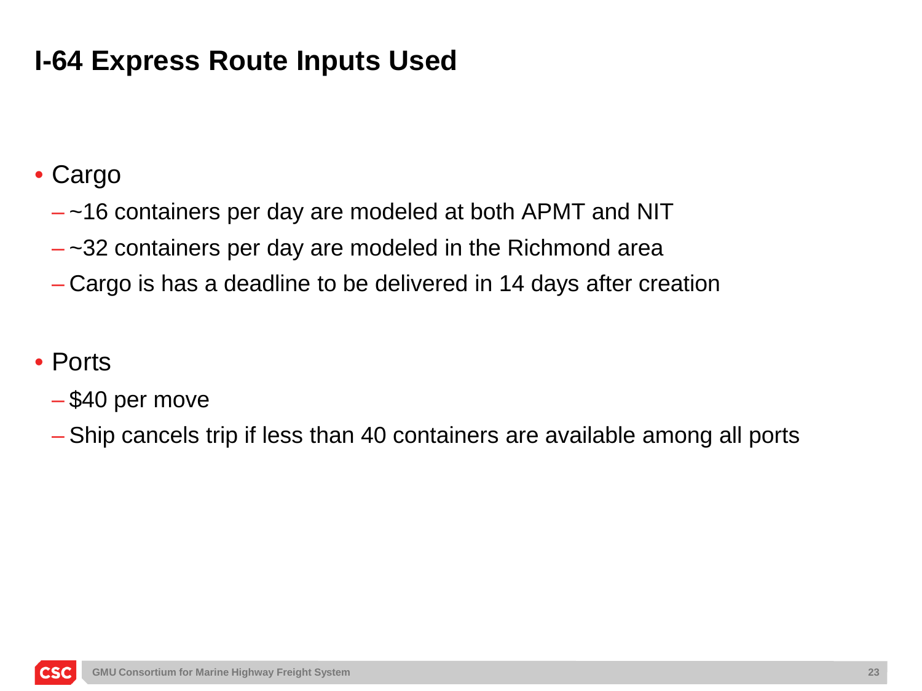# I-64 Express Route Inputs Used

- Cargo
  - ~16 containers per day are modeled at both APMT and NIT
  - ~32 containers per day are modeled in the Richmond area
  - Cargo is has a deadline to be delivered in 14 days after creation

- Ports
  - $40 per move
  - Ship cancels trip if less than 40 containers are available among all ports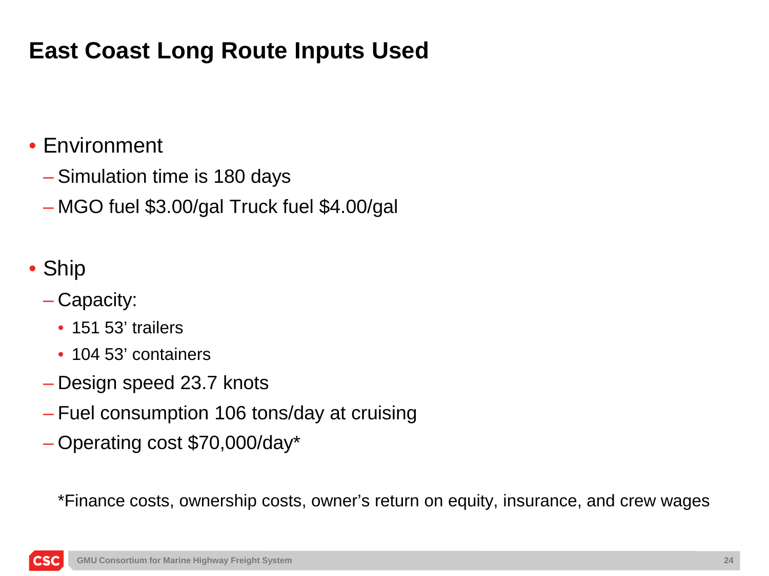# East Coast Long Route Inputs Used

- Environment
  - Simulation time is 180 days
  - MGO fuel $3.00/gal Truck fuel $4.00/gal
- Ship
  - Capacity:
    - 151 53' trailers
    - 104 53' containers
  - Design speed 23.7 knots
  - Fuel consumption 106 tons/day at cruising
  - Operating cost $70,000/day*

*Finance costs, ownership costs, owner's return on equity, insurance, and crew wages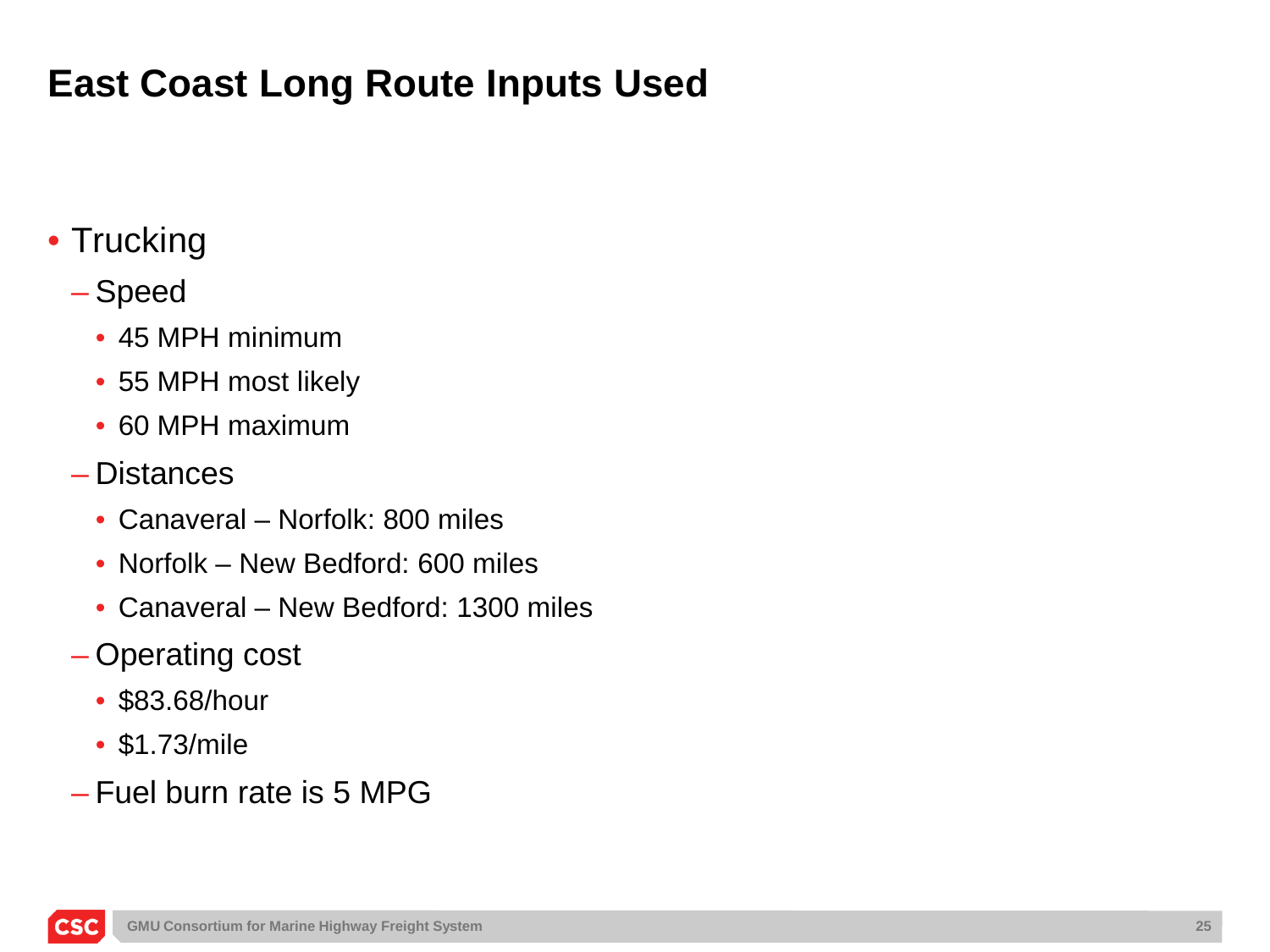# East Coast Long Route Inputs Used

- Trucking
  - Speed
    - 45 MPH minimum
    - 55 MPH most likely
    - 60 MPH maximum
  - Distances
    - Canaveral – Norfolk: 800 miles
    - Norfolk – New Bedford: 600 miles
    - Canaveral – New Bedford: 1300 miles
  - Operating cost
    - $83.68/hour
    - $1.73/mile
  - Fuel burn rate is 5 MPG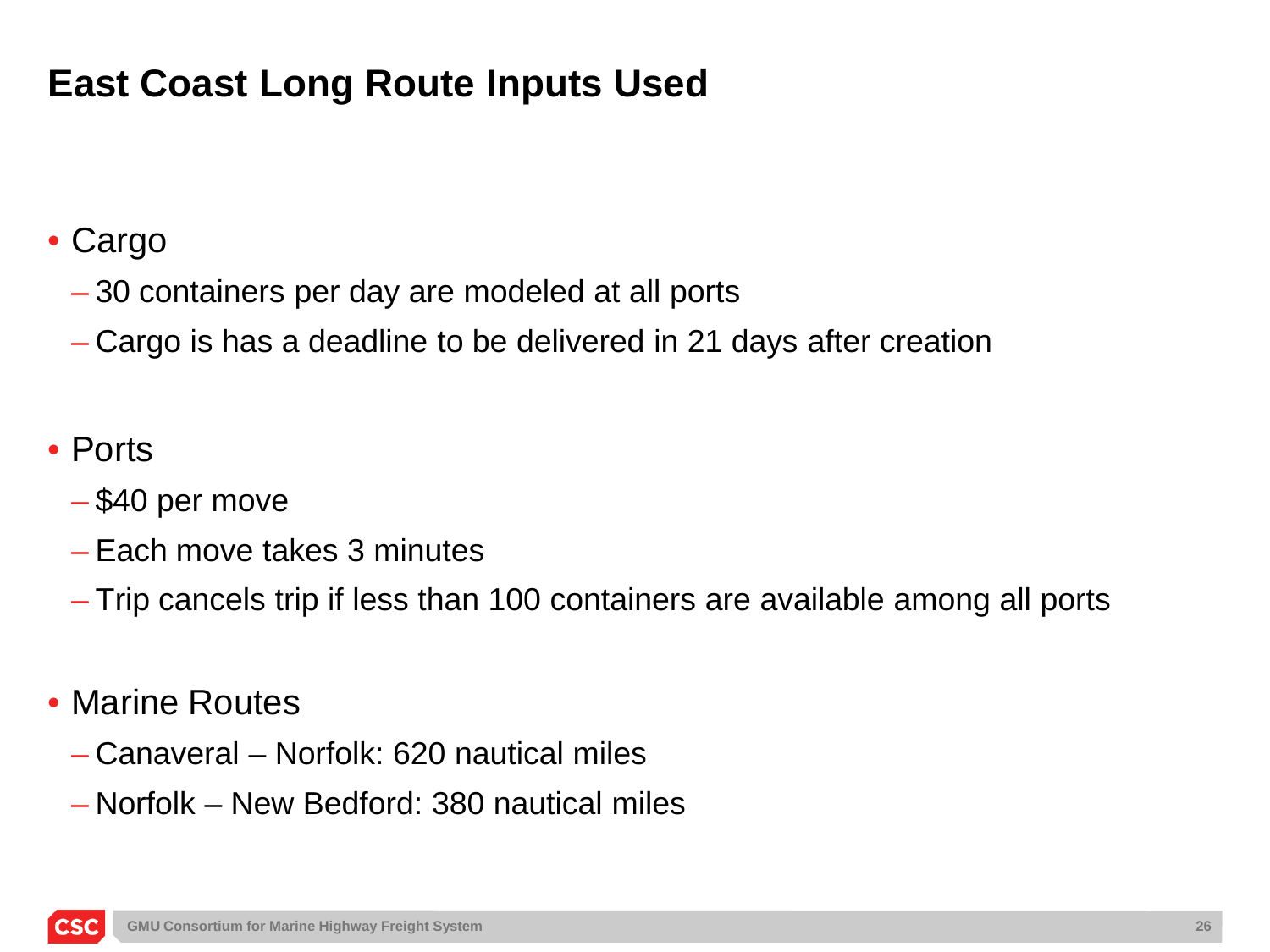# East Coast Long Route Inputs Used

- Cargo
  - 30 containers per day are modeled at all ports
  - Cargo is has a deadline to be delivered in 21 days after creation
- Ports
  - $40 per move
  - Each move takes 3 minutes
  - Trip cancels trip if less than 100 containers are available among all ports
- Marine Routes
  - Canaveral – Norfolk: 620 nautical miles
  - Norfolk – New Bedford: 380 nautical miles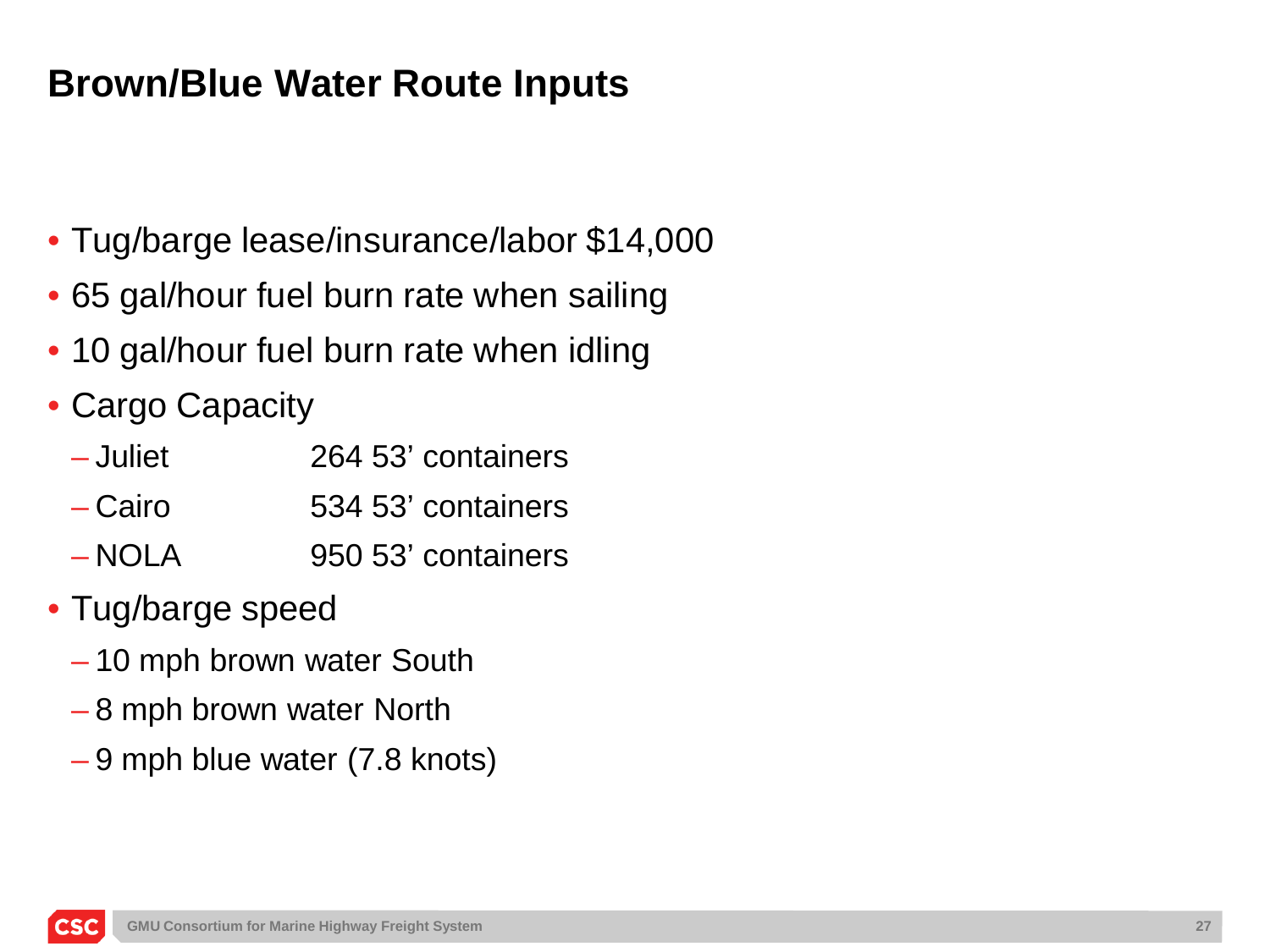# Brown/Blue Water Route Inputs

- Tug/barge lease/insurance/labor $14,000
- 65 gal/hour fuel burn rate when sailing
- 10 gal/hour fuel burn rate when idling
- Cargo Capacity
  - Juliet 264 53' containers
  - Cairo 534 53' containers
  - NOLA 950 53' containers
- Tug/barge speed
  - 10 mph brown water South
  - 8 mph brown water North
  - 9 mph blue water (7.8 knots)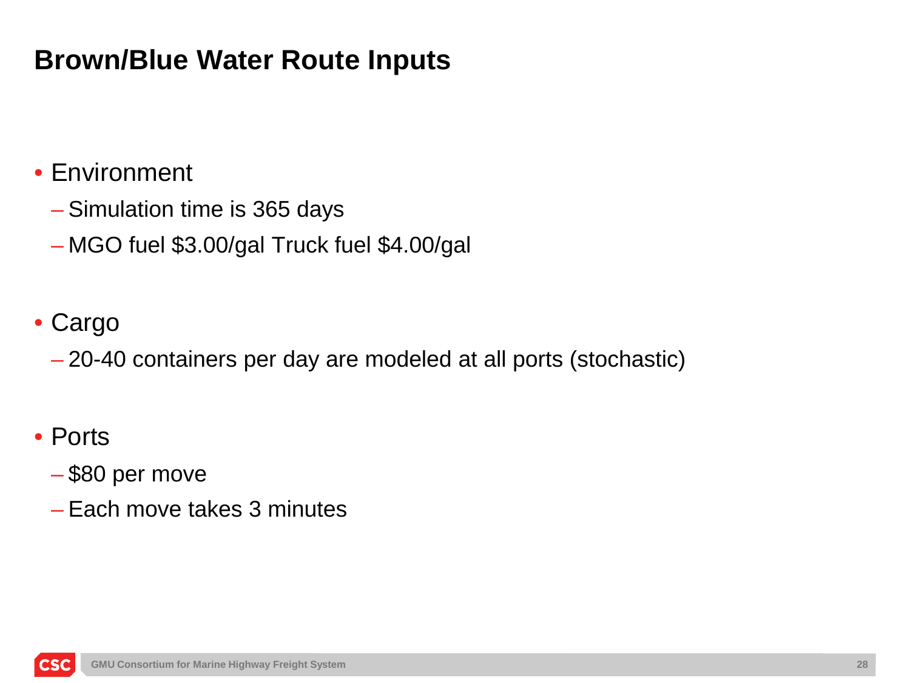# Brown/Blue Water Route Inputs

- Environment
  - Simulation time is 365 days
  - MGO fuel $3.00/gal Truck fuel $4.00/gal
- Cargo
  - 20-40 containers per day are modeled at all ports (stochastic)
- Ports
  - $80 per move
  - Each move takes 3 minutes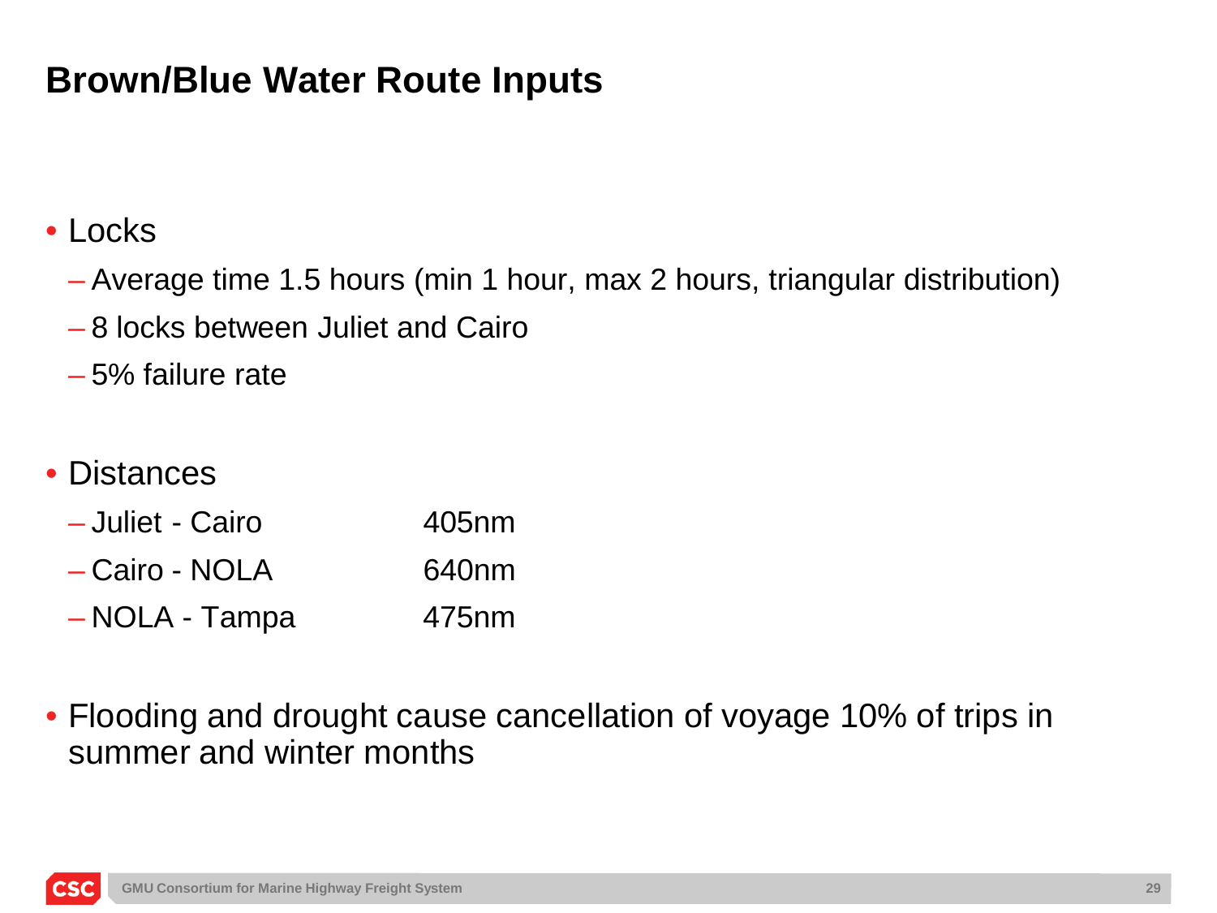# Brown/Blue Water Route Inputs

- Locks
  - Average time 1.5 hours (min 1 hour, max 2 hours, triangular distribution)
  - 8 locks between Juliet and Cairo
  - 5% failure rate

- Distances
  - Juliet - Cairo 405nm
  - Cairo - NOLA 640nm
  - NOLA - Tampa 475nm

- Flooding and drought cause cancellation of voyage 10% of trips in summer and winter months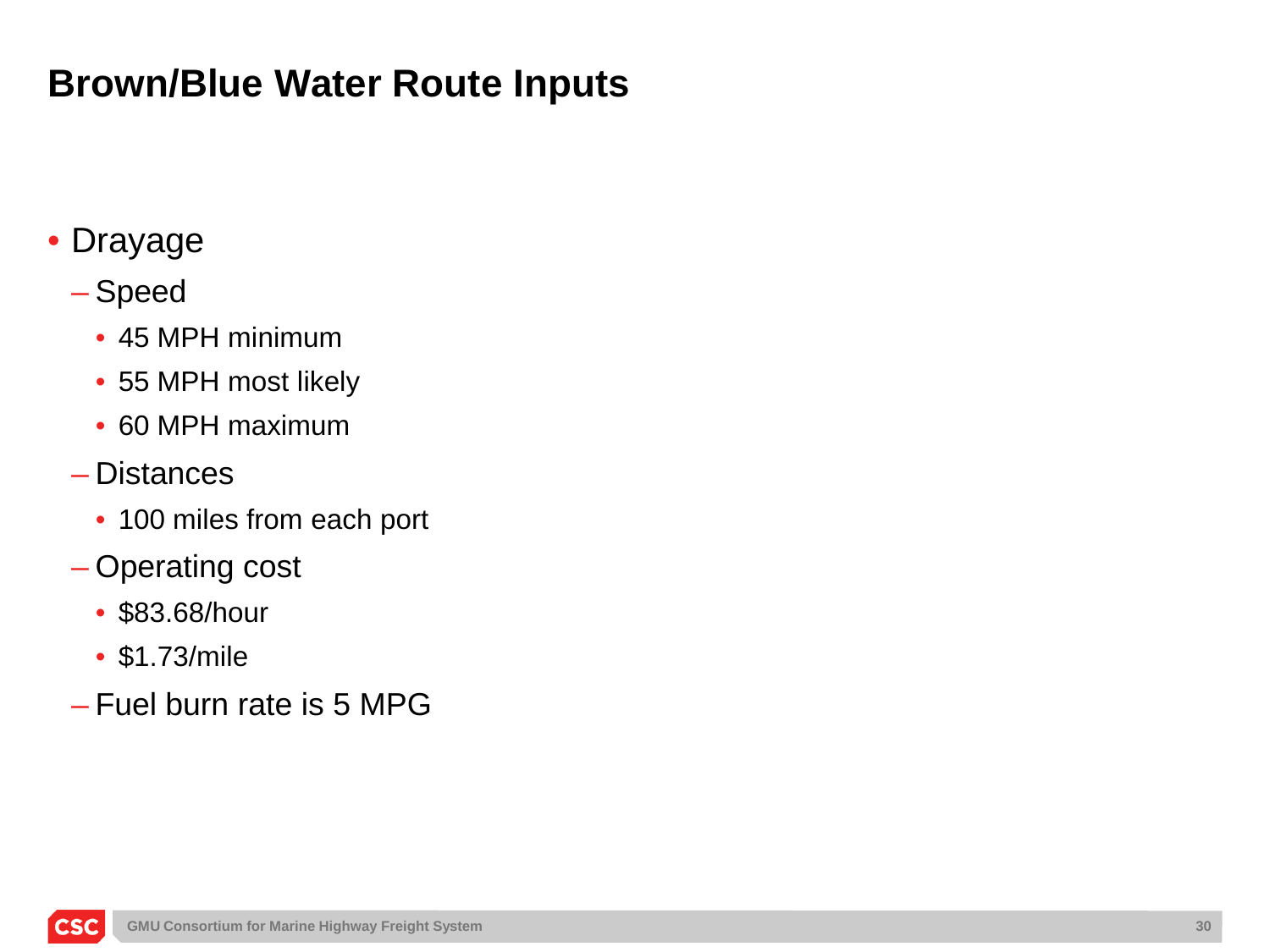# Brown/Blue Water Route Inputs

- Drayage
  - Speed
    - 45 MPH minimum
    - 55 MPH most likely
    - 60 MPH maximum
  - Distances
    - 100 miles from each port
  - Operating cost
    - $83.68/hour
    - $1.73/mile
  - Fuel burn rate is 5 MPG